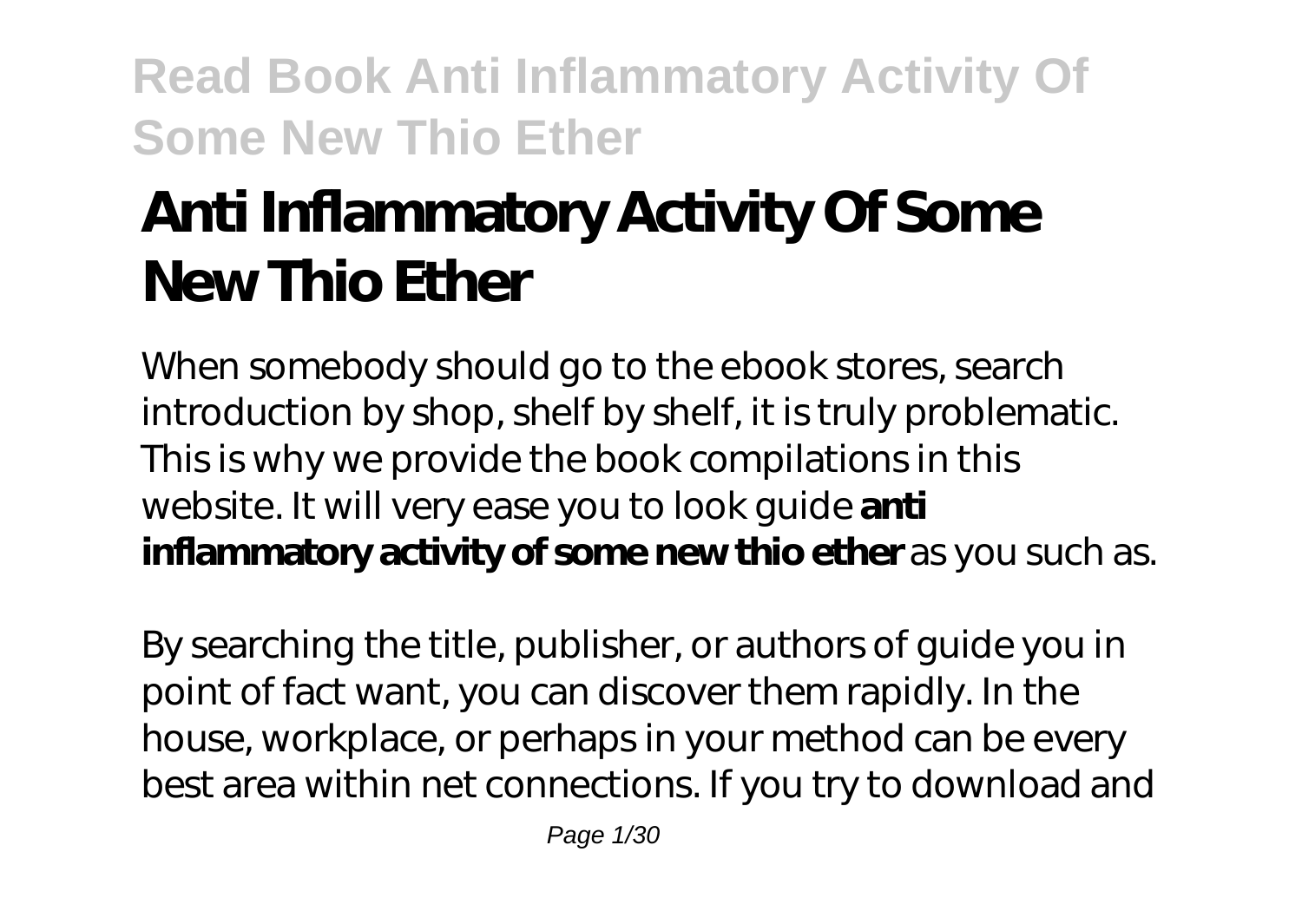# Anti Inflammatory Activity Of Some New Thio Ether

When somebody should go to the ebook stores, search introduction by shop, shelf by shelf, it is truly problematic. This is why we provide the book compilations in this website. It will very ease you to look guide **anti inflammatory activity of some new thio ether** as you such as.

By searching the title, publisher, or authors of guide you in point of fact want, you can discover them rapidly. In the house, workplace, or perhaps in your method can be every best area within net connections. If you try to download and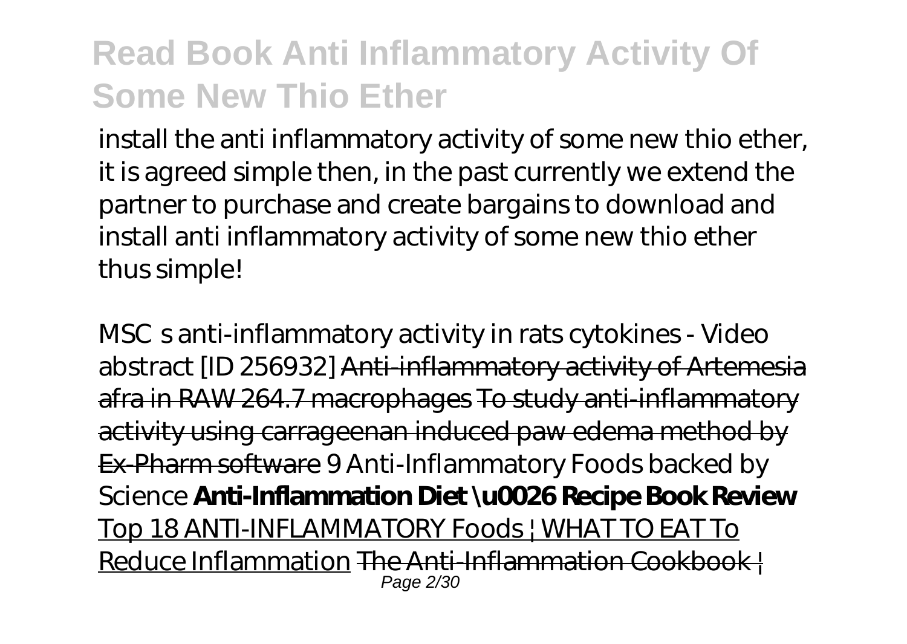install the anti inflammatory activity of some new thio ether, it is agreed simple then, in the past currently we extend the partner to purchase and create bargains to download and install anti inflammatory activity of some new thio ether thus simple!

*MSC s anti-inflammatory activity in rats cytokines - Video abstract [ID 256932]* ~~Anti-inflammatory activity of Artemesia afra in RAW 264.7 macrophages~~ ~~To study anti-inflammatory activity using carrageenan induced paw edema method by Ex-Pharm software~~ *9 Anti-Inflammatory Foods backed by Science* **Anti-Inflammation Diet \u0026 Recipe Book Review** Top 18 ANTI-INFLAMMATORY Foods | WHAT TO EAT To Reduce Inflammation ~~The Anti-Inflammation Cookbook |~~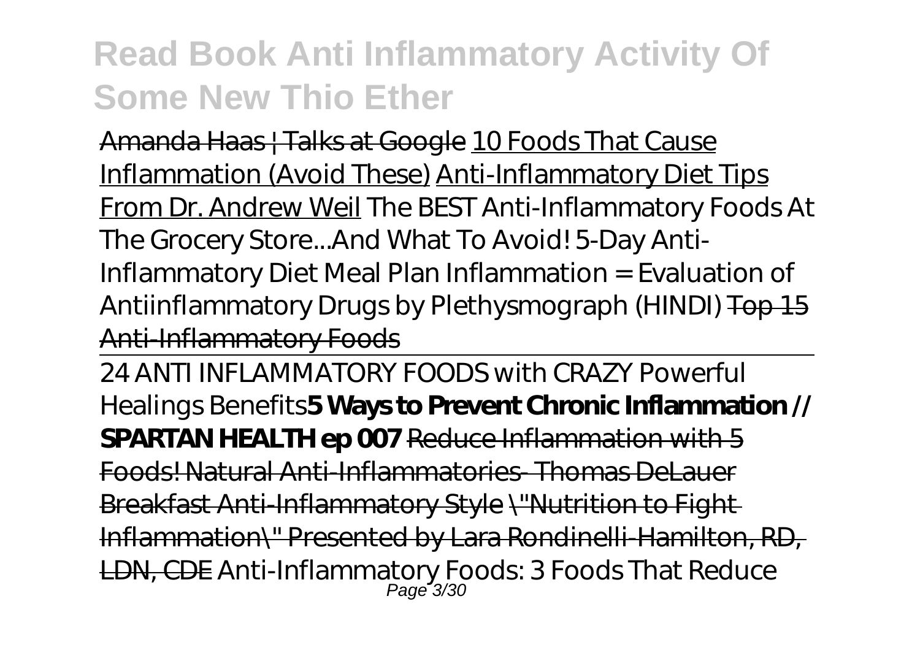Amanda Haas | Talks at Google 10 Foods That Cause Inflammation (Avoid These) Anti-Inflammatory Diet Tips From Dr. Andrew Weil *The BEST Anti-Inflammatory Foods At The Grocery Store...And What To Avoid! 5-Day Anti-Inflammatory Diet Meal Plan Inflammation = Evaluation of Antiinflammatory Drugs by Plethysmograph (HINDI)* ~~Top 15 Anti-Inflammatory Foods~~

---

*24 ANTI INFLAMMATORY FOODS with CRAZY Powerful Healings Benefits* **5 Ways to Prevent Chronic Inflammation // SPARTAN HEALTH ep 007** ~~Reduce Inflammation with 5 Foods! Natural Anti-Inflammatories- Thomas DeLauer Breakfast Anti-Inflammatory Style "Nutrition to Fight Inflammation" Presented by Lara Rondinelli-Hamilton, RD, LDN, CDE~~ *Anti-Inflammatory Foods: 3 Foods That Reduce*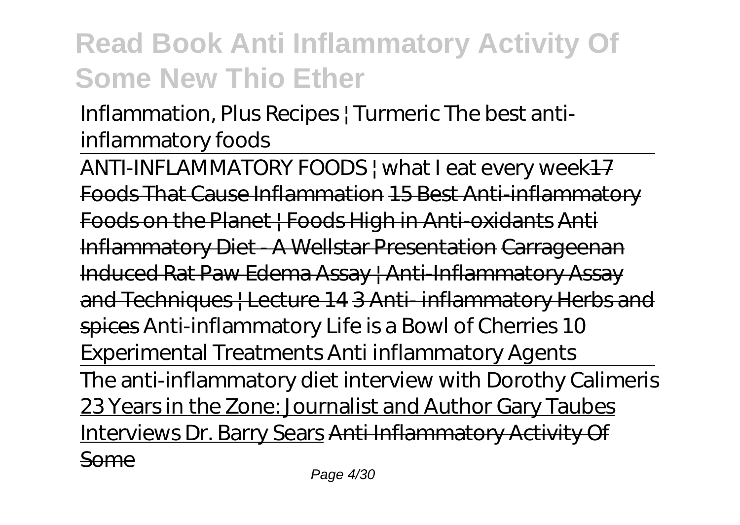Inflammation, Plus Recipes | Turmeric *The best anti-inflammatory foods*

ANTI-INFLAMMATORY FOODS | what I eat every week17 Foods That Cause Inflammation 15 Best Anti-inflammatory Foods on the Planet | Foods High in Anti-oxidants Anti Inflammatory Diet - A Wellstar Presentation Carrageenan Induced Rat Paw Edema Assay | Anti-Inflammatory Assay and Techniques | Lecture 14 3 Anti- inflammatory Herbs and spices *Anti-inflammatory Life is a Bowl of Cherries 10 Experimental Treatments Anti inflammatory Agents*

The anti-inflammatory diet interview with Dorothy Calimeris 23 Years in the Zone: Journalist and Author Gary Taubes Interviews Dr. Barry Sears Anti Inflammatory Activity Of Some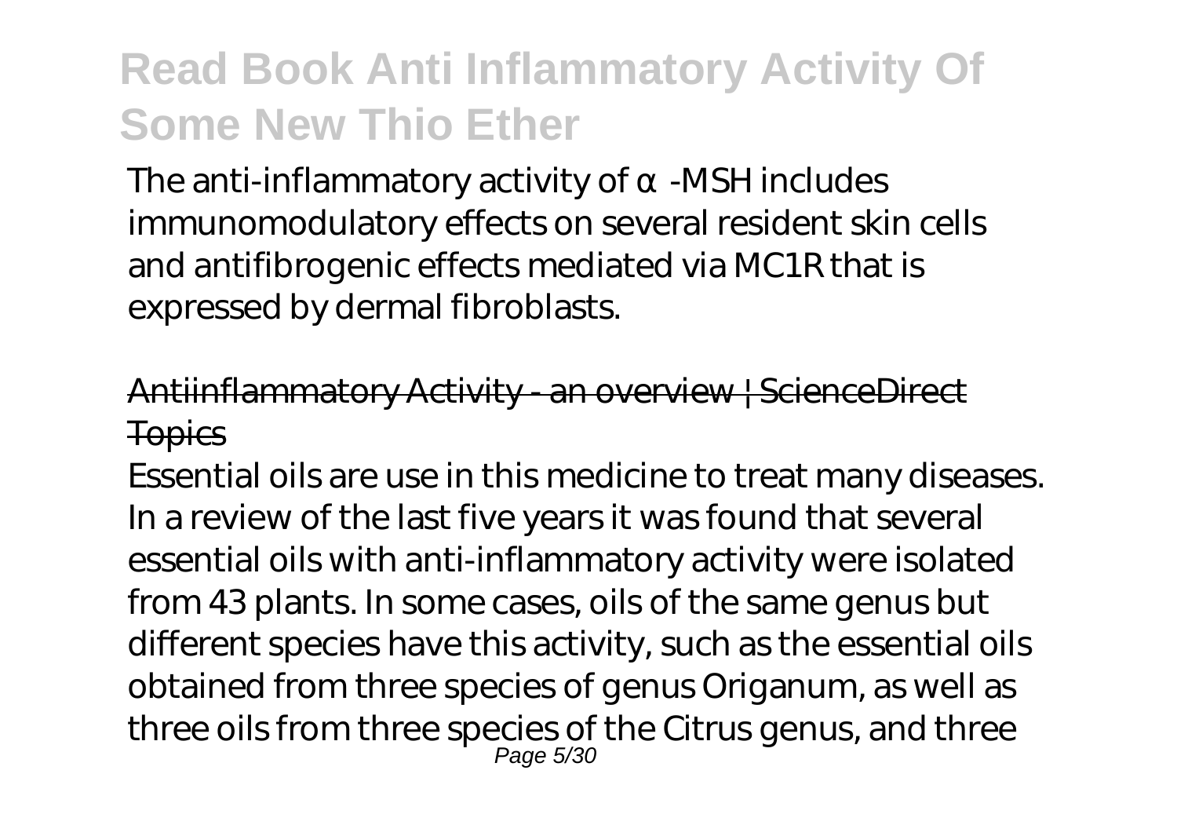The anti-inflammatory activity of α-MSH includes immunomodulatory effects on several resident skin cells and antifibrogenic effects mediated via MC1R that is expressed by dermal fibroblasts.

## Antiinflammatory Activity - an overview | ScienceDirect Topics

Essential oils are use in this medicine to treat many diseases. In a review of the last five years it was found that several essential oils with anti-inflammatory activity were isolated from 43 plants. In some cases, oils of the same genus but different species have this activity, such as the essential oils obtained from three species of genus Origanum, as well as three oils from three species of the Citrus genus, and three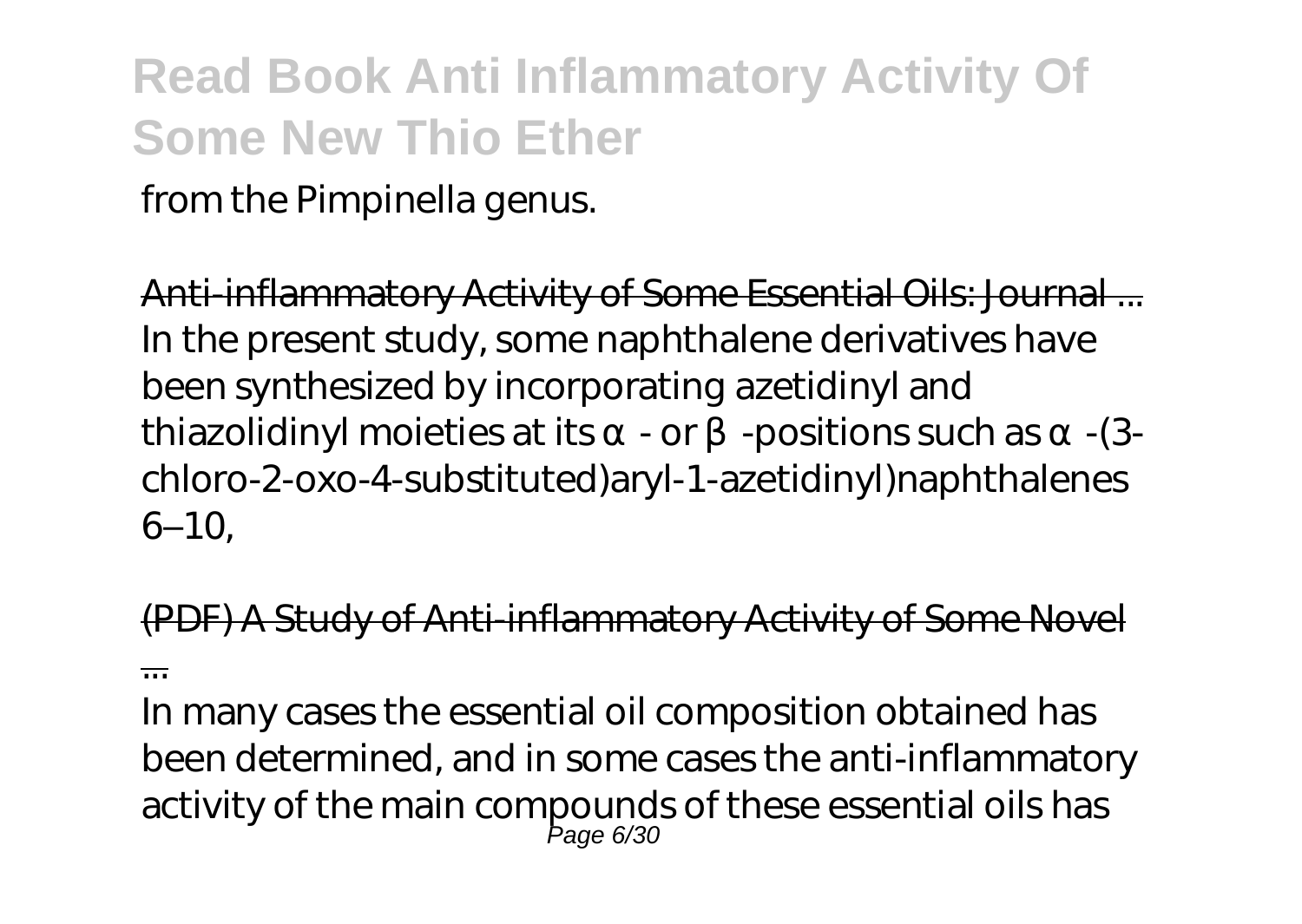from the Pimpinella genus.

Anti-inflammatory Activity of Some Essential Oils: Journal ...
In the present study, some naphthalene derivatives have been synthesized by incorporating azetidinyl and thiazolidinyl moieties at its α- or β-positions such as α-(3-chloro-2-oxo-4-substituted)aryl-1-azetidinyl)naphthalenes 6–10,

(PDF) A Study of Anti-inflammatory Activity of Some Novel ...

In many cases the essential oil composition obtained has been determined, and in some cases the anti-inflammatory activity of the main compounds of these essential oils has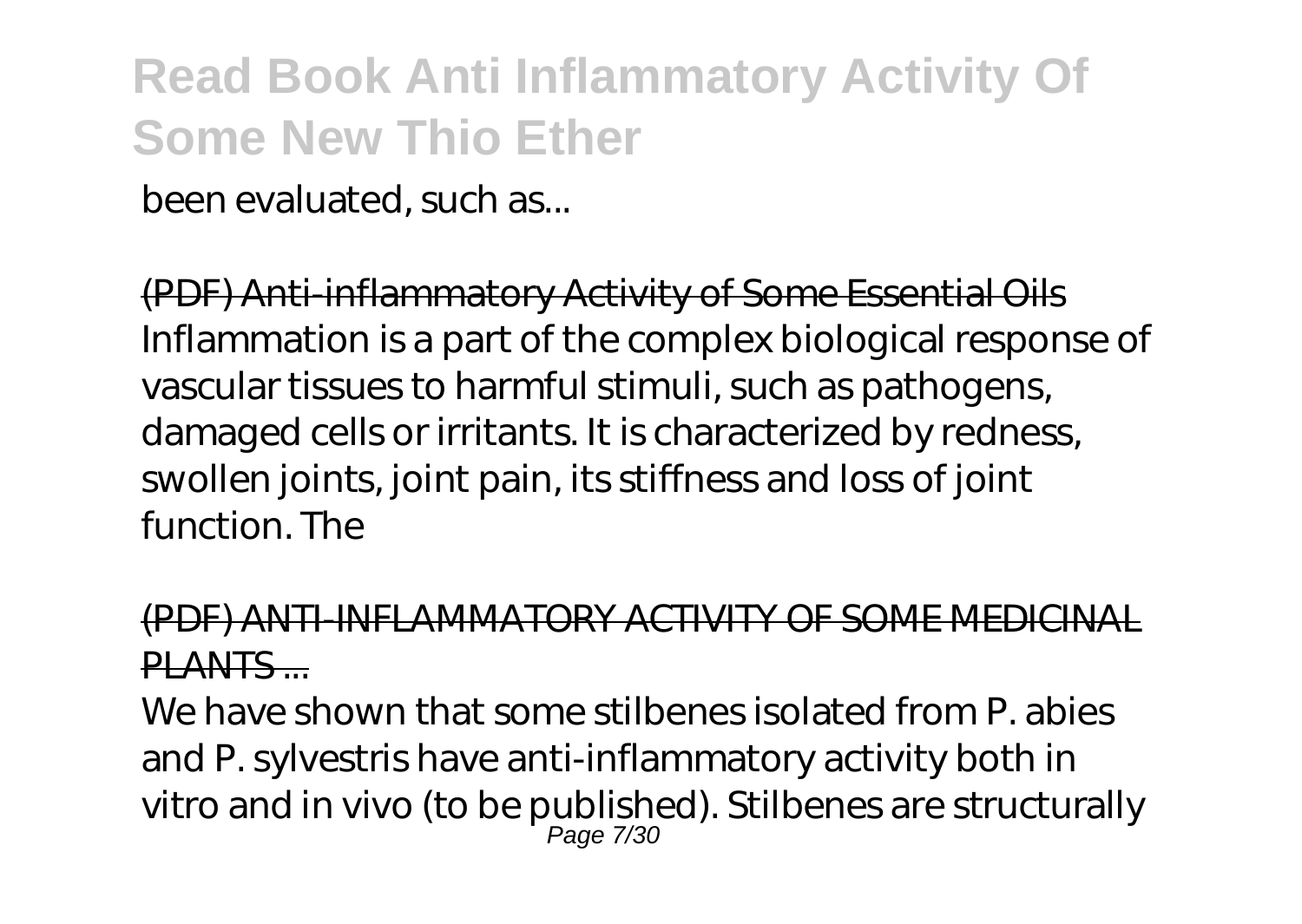been evaluated, such as...

(PDF) Anti-inflammatory Activity of Some Essential Oils
Inflammation is a part of the complex biological response of vascular tissues to harmful stimuli, such as pathogens, damaged cells or irritants. It is characterized by redness, swollen joints, joint pain, its stiffness and loss of joint function. The

(PDF) ANTI-INFLAMMATORY ACTIVITY OF SOME MEDICINAL PLANTS ...

We have shown that some stilbenes isolated from P. abies and P. sylvestris have anti-inflammatory activity both in vitro and in vivo (to be published). Stilbenes are structurally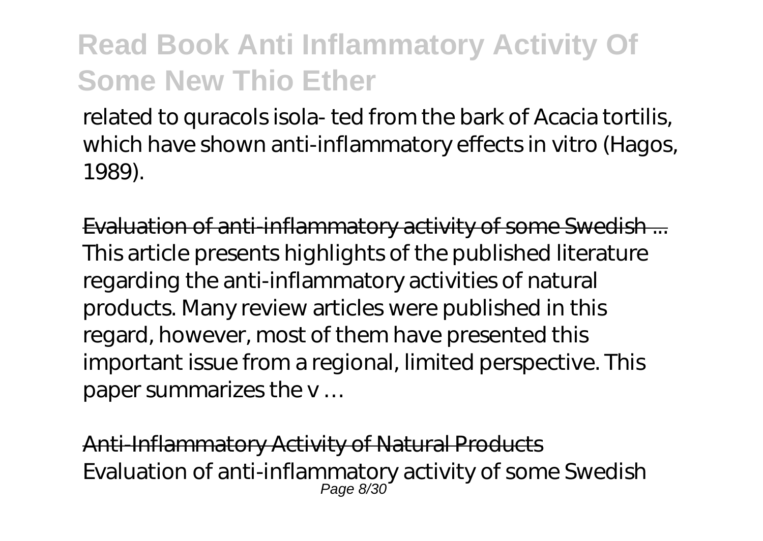related to quracols isola- ted from the bark of Acacia tortilis, which have shown anti-inflammatory effects in vitro (Hagos, 1989).

Evaluation of anti-inflammatory activity of some Swedish ...
This article presents highlights of the published literature regarding the anti-inflammatory activities of natural products. Many review articles were published in this regard, however, most of them have presented this important issue from a regional, limited perspective. This paper summarizes the v …

Anti-Inflammatory Activity of Natural Products
Evaluation of anti-inflammatory activity of some Swedish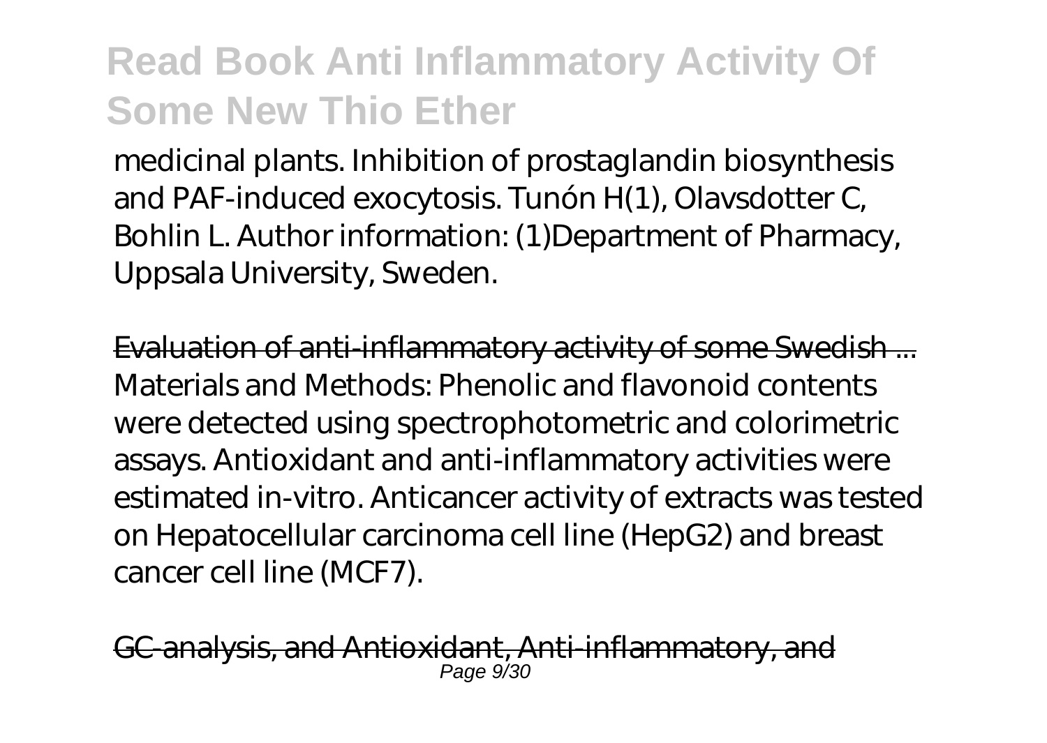medicinal plants. Inhibition of prostaglandin biosynthesis and PAF-induced exocytosis. Tunón H(1), Olavsdotter C, Bohlin L. Author information: (1)Department of Pharmacy, Uppsala University, Sweden.

Evaluation of anti-inflammatory activity of some Swedish ...

Materials and Methods: Phenolic and flavonoid contents were detected using spectrophotometric and colorimetric assays. Antioxidant and anti-inflammatory activities were estimated in-vitro. Anticancer activity of extracts was tested on Hepatocellular carcinoma cell line (HepG2) and breast cancer cell line (MCF7).

GC-analysis, and Antioxidant, Anti-inflammatory, and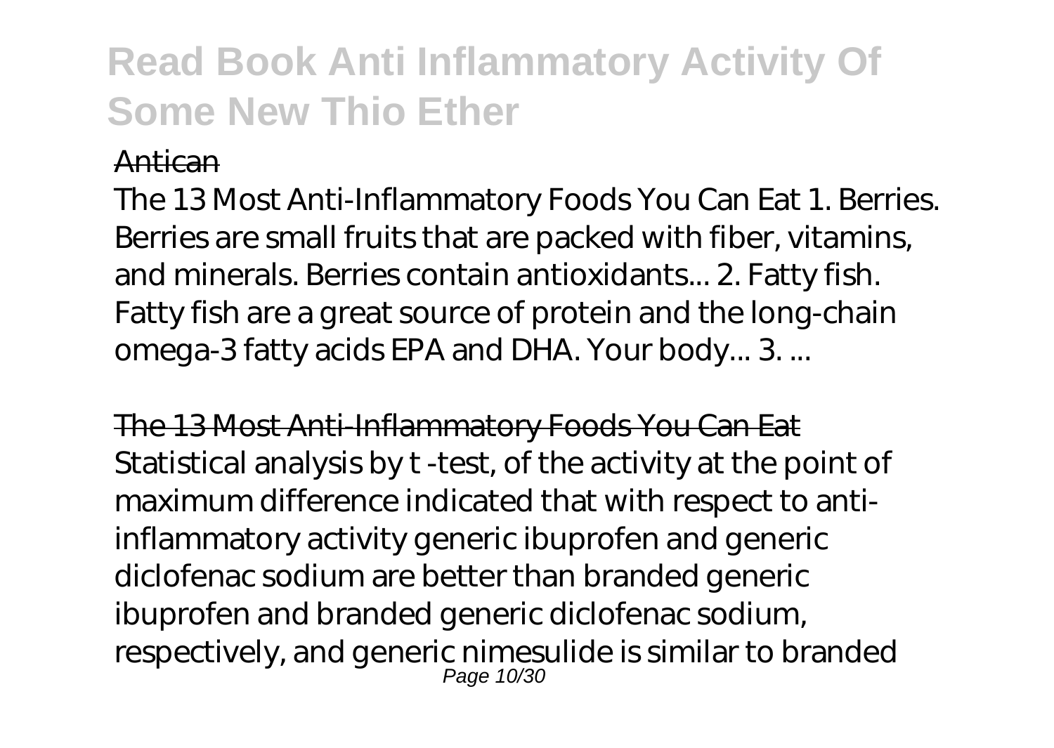Antican

The 13 Most Anti-Inflammatory Foods You Can Eat 1. Berries. Berries are small fruits that are packed with fiber, vitamins, and minerals. Berries contain antioxidants... 2. Fatty fish. Fatty fish are a great source of protein and the long-chain omega-3 fatty acids EPA and DHA. Your body... 3. ...

The 13 Most Anti-Inflammatory Foods You Can Eat

Statistical analysis by t -test, of the activity at the point of maximum difference indicated that with respect to anti-inflammatory activity generic ibuprofen and generic diclofenac sodium are better than branded generic ibuprofen and branded generic diclofenac sodium, respectively, and generic nimesulide is similar to branded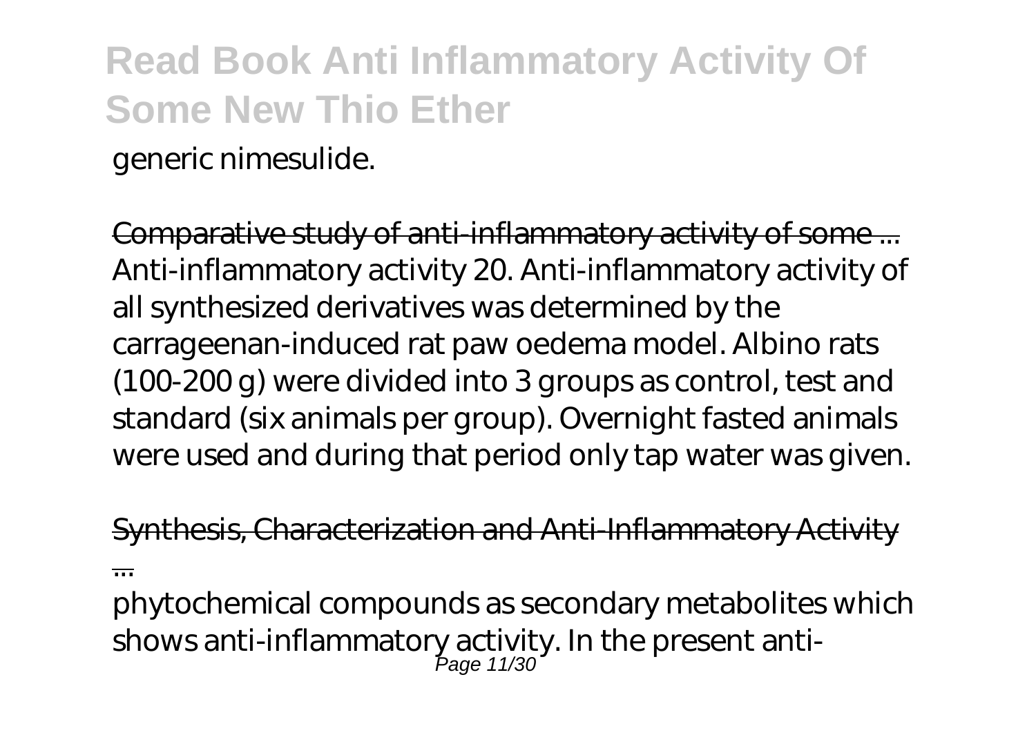generic nimesulide.

Comparative study of anti-inflammatory activity of some ...
Anti-inflammatory activity 20. Anti-inflammatory activity of all synthesized derivatives was determined by the carrageenan-induced rat paw oedema model. Albino rats (100-200 g) were divided into 3 groups as control, test and standard (six animals per group). Overnight fasted animals were used and during that period only tap water was given.

Synthesis, Characterization and Anti-Inflammatory Activity ...

phytochemical compounds as secondary metabolites which shows anti-inflammatory activity. In the present anti-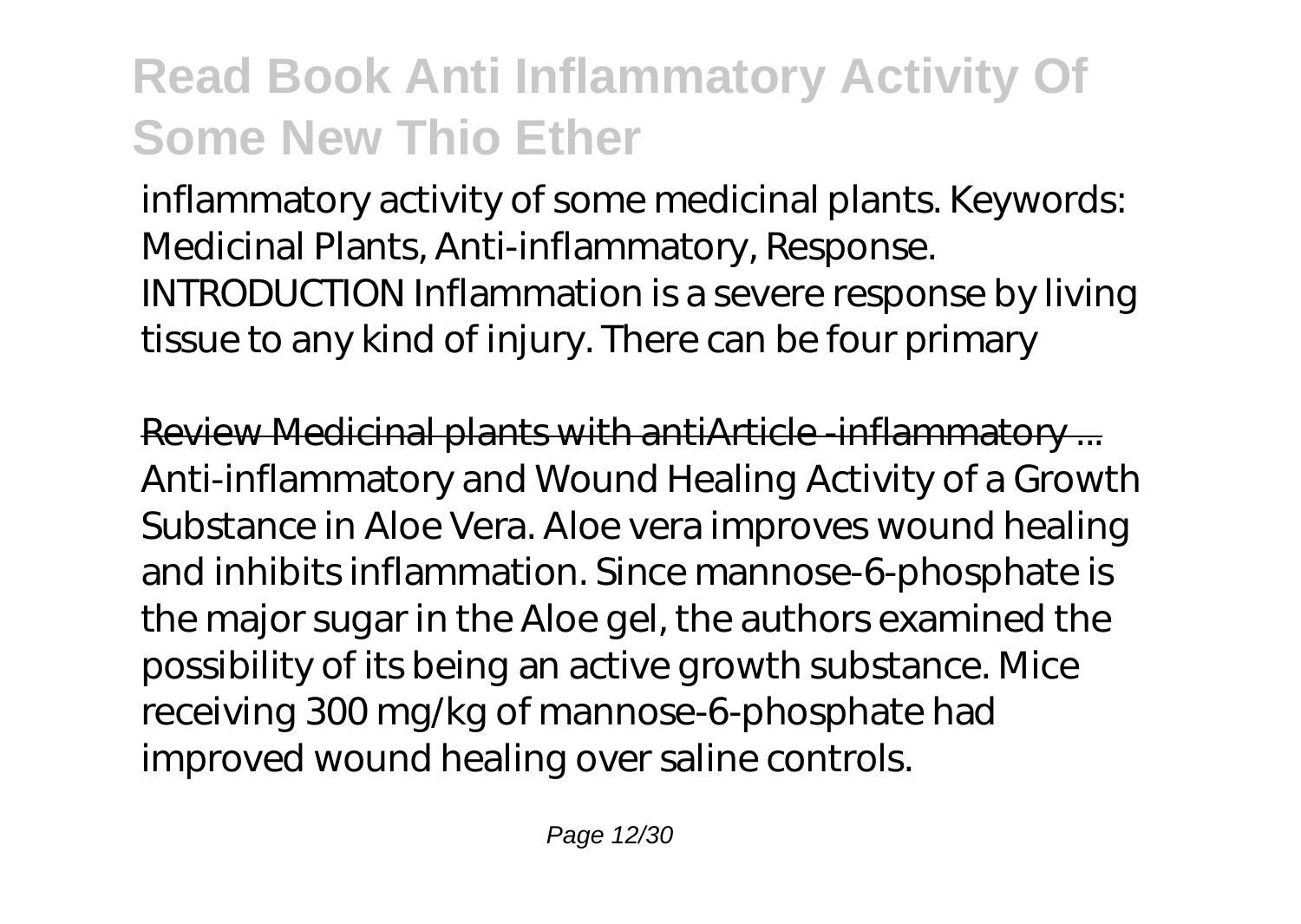inflammatory activity of some medicinal plants. Keywords: Medicinal Plants, Anti-inflammatory, Response. INTRODUCTION Inflammation is a severe response by living tissue to any kind of injury. There can be four primary

Review Medicinal plants with antiArticle -inflammatory ...

Anti-inflammatory and Wound Healing Activity of a Growth Substance in Aloe Vera. Aloe vera improves wound healing and inhibits inflammation. Since mannose-6-phosphate is the major sugar in the Aloe gel, the authors examined the possibility of its being an active growth substance. Mice receiving 300 mg/kg of mannose-6-phosphate had improved wound healing over saline controls.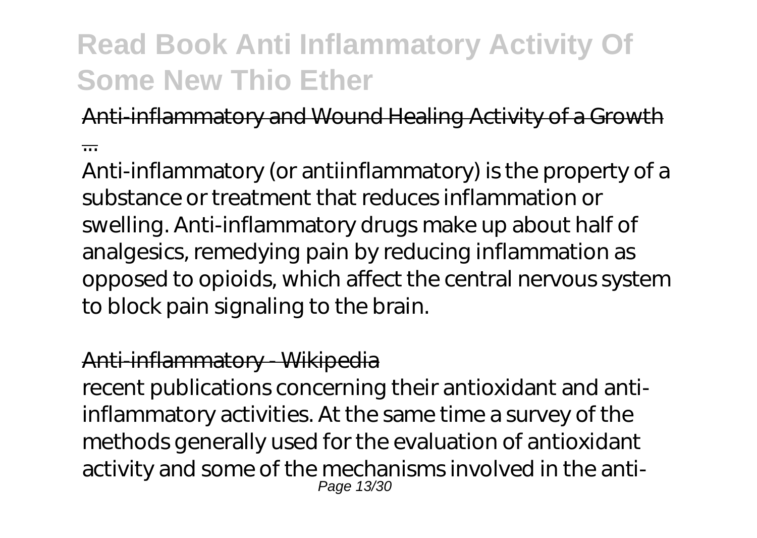Anti-inflammatory and Wound Healing Activity of a Growth ...

Anti-inflammatory (or antiinflammatory) is the property of a substance or treatment that reduces inflammation or swelling. Anti-inflammatory drugs make up about half of analgesics, remedying pain by reducing inflammation as opposed to opioids, which affect the central nervous system to block pain signaling to the brain.

Anti-inflammatory - Wikipedia

recent publications concerning their antioxidant and anti-inflammatory activities. At the same time a survey of the methods generally used for the evaluation of antioxidant activity and some of the mechanisms involved in the anti-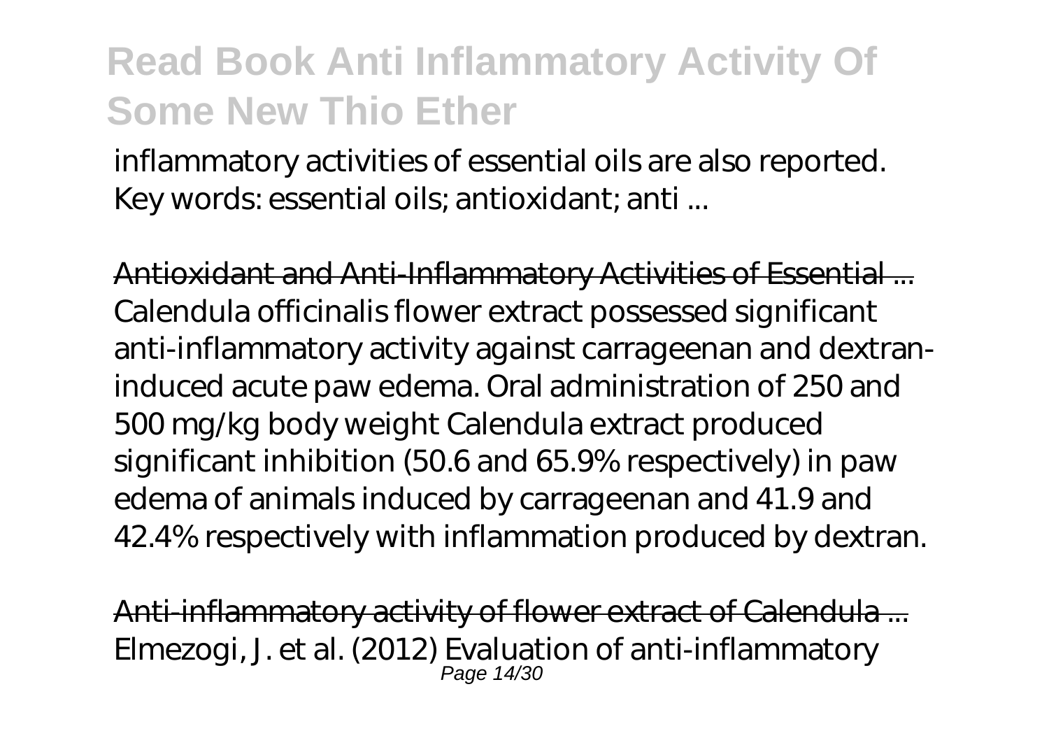inflammatory activities of essential oils are also reported. Key words: essential oils; antioxidant; anti ...

Antioxidant and Anti-Inflammatory Activities of Essential ...

Calendula officinalis flower extract possessed significant anti-inflammatory activity against carrageenan and dextran-induced acute paw edema. Oral administration of 250 and 500 mg/kg body weight Calendula extract produced significant inhibition (50.6 and 65.9% respectively) in paw edema of animals induced by carrageenan and 41.9 and 42.4% respectively with inflammation produced by dextran.

Anti-inflammatory activity of flower extract of Calendula ...

Elmezogi, J. et al. (2012) Evaluation of anti-inflammatory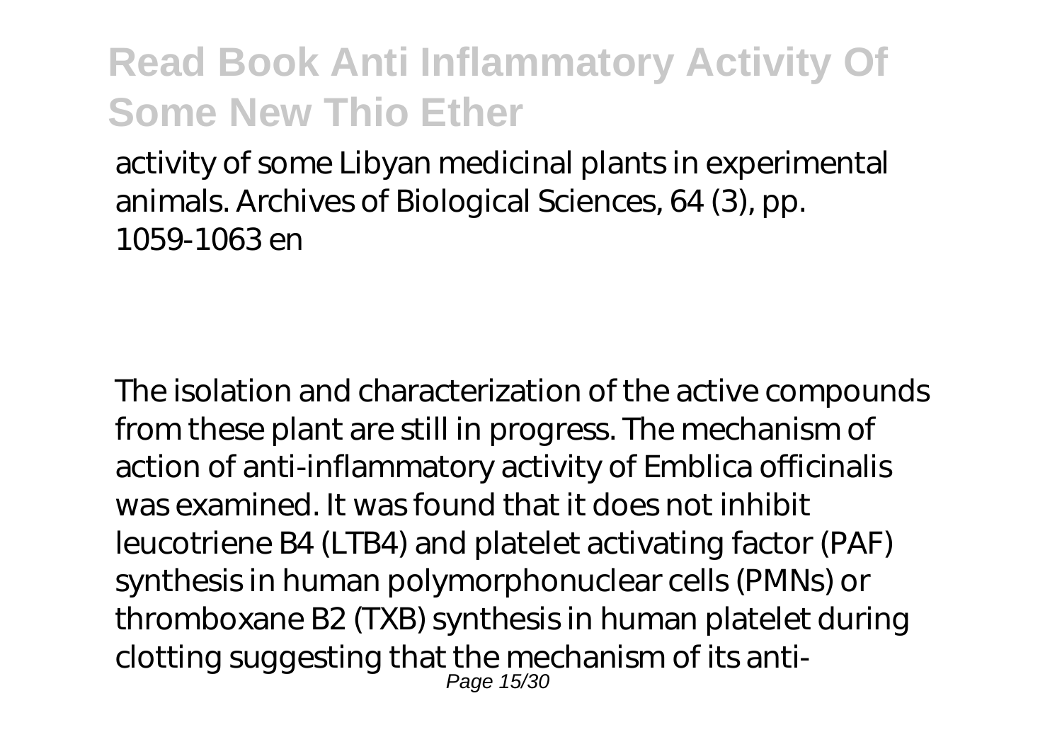activity of some Libyan medicinal plants in experimental animals. Archives of Biological Sciences, 64 (3), pp. 1059-1063 en

The isolation and characterization of the active compounds from these plant are still in progress. The mechanism of action of anti-inflammatory activity of Emblica officinalis was examined. It was found that it does not inhibit leucotriene B4 (LTB4) and platelet activating factor (PAF) synthesis in human polymorphonuclear cells (PMNs) or thromboxane B2 (TXB) synthesis in human platelet during clotting suggesting that the mechanism of its anti-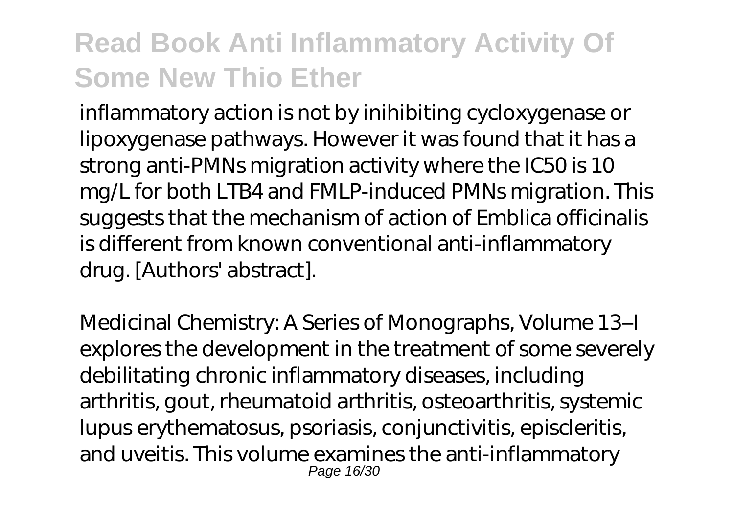inflammatory action is not by inihibiting cycloxygenase or lipoxygenase pathways. However it was found that it has a strong anti-PMNs migration activity where the IC50 is 10 mg/L for both LTB4 and FMLP-induced PMNs migration. This suggests that the mechanism of action of Emblica officinalis is different from known conventional anti-inflammatory drug. [Authors' abstract].

Medicinal Chemistry: A Series of Monographs, Volume 13–I explores the development in the treatment of some severely debilitating chronic inflammatory diseases, including arthritis, gout, rheumatoid arthritis, osteoarthritis, systemic lupus erythematosus, psoriasis, conjunctivitis, episcleritis, and uveitis. This volume examines the anti-inflammatory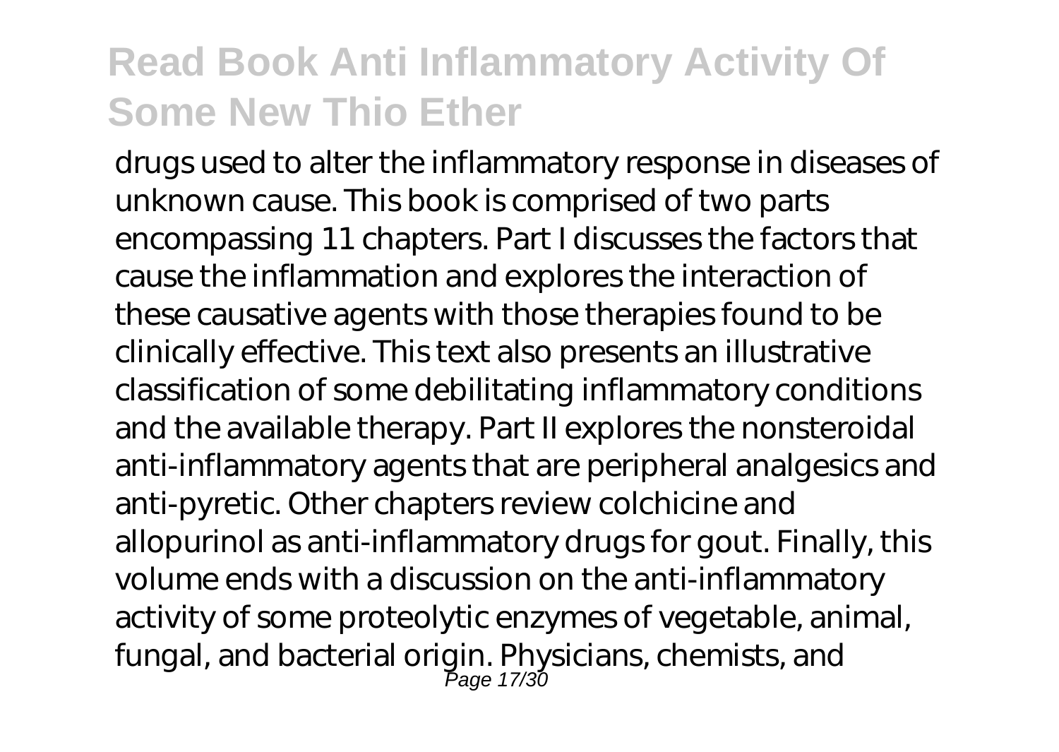drugs used to alter the inflammatory response in diseases of unknown cause. This book is comprised of two parts encompassing 11 chapters. Part I discusses the factors that cause the inflammation and explores the interaction of these causative agents with those therapies found to be clinically effective. This text also presents an illustrative classification of some debilitating inflammatory conditions and the available therapy. Part II explores the nonsteroidal anti-inflammatory agents that are peripheral analgesics and anti-pyretic. Other chapters review colchicine and allopurinol as anti-inflammatory drugs for gout. Finally, this volume ends with a discussion on the anti-inflammatory activity of some proteolytic enzymes of vegetable, animal, fungal, and bacterial origin. Physicians, chemists, and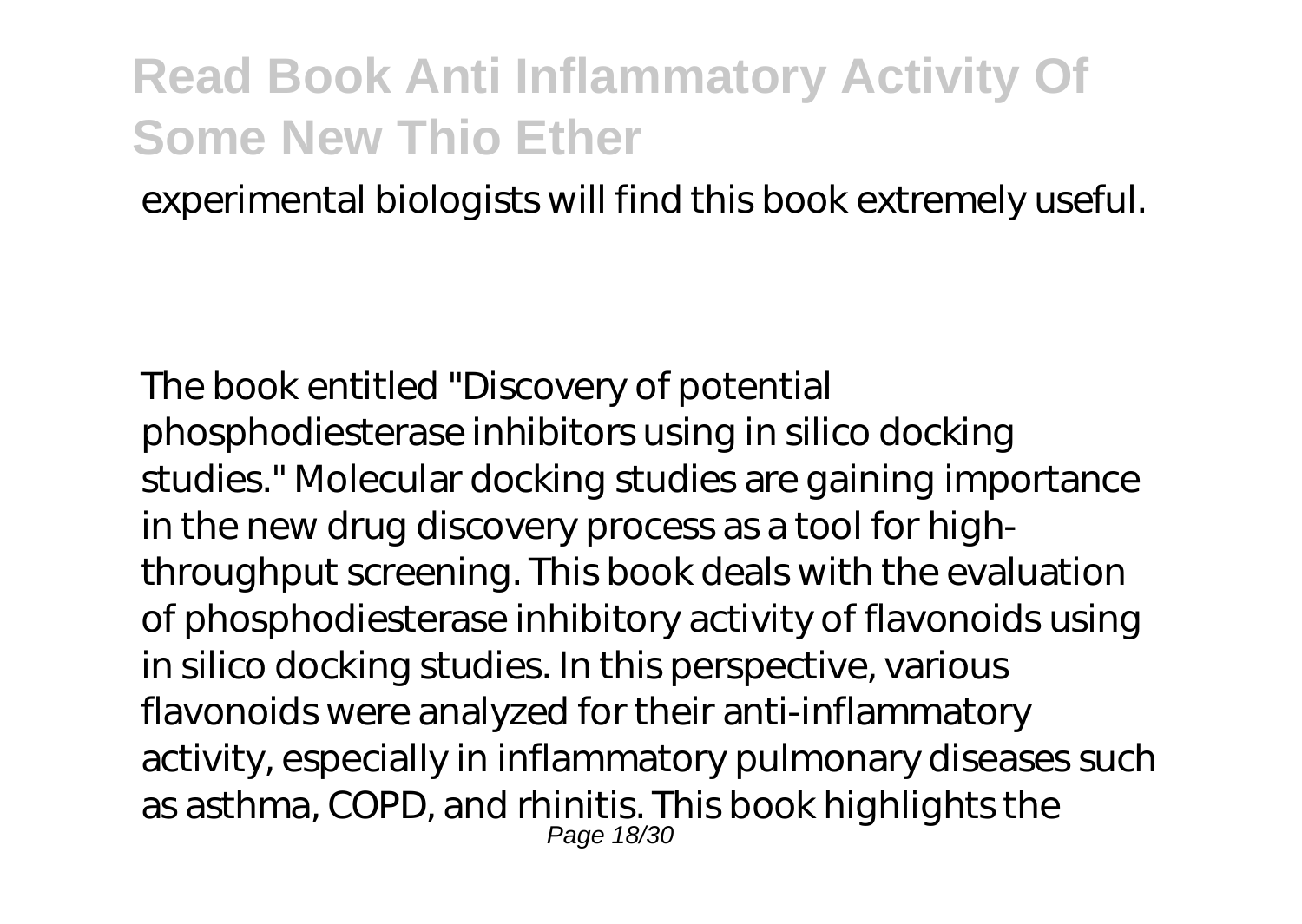experimental biologists will find this book extremely useful.

The book entitled "Discovery of potential phosphodiesterase inhibitors using in silico docking studies." Molecular docking studies are gaining importance in the new drug discovery process as a tool for high-throughput screening. This book deals with the evaluation of phosphodiesterase inhibitory activity of flavonoids using in silico docking studies. In this perspective, various flavonoids were analyzed for their anti-inflammatory activity, especially in inflammatory pulmonary diseases such as asthma, COPD, and rhinitis. This book highlights the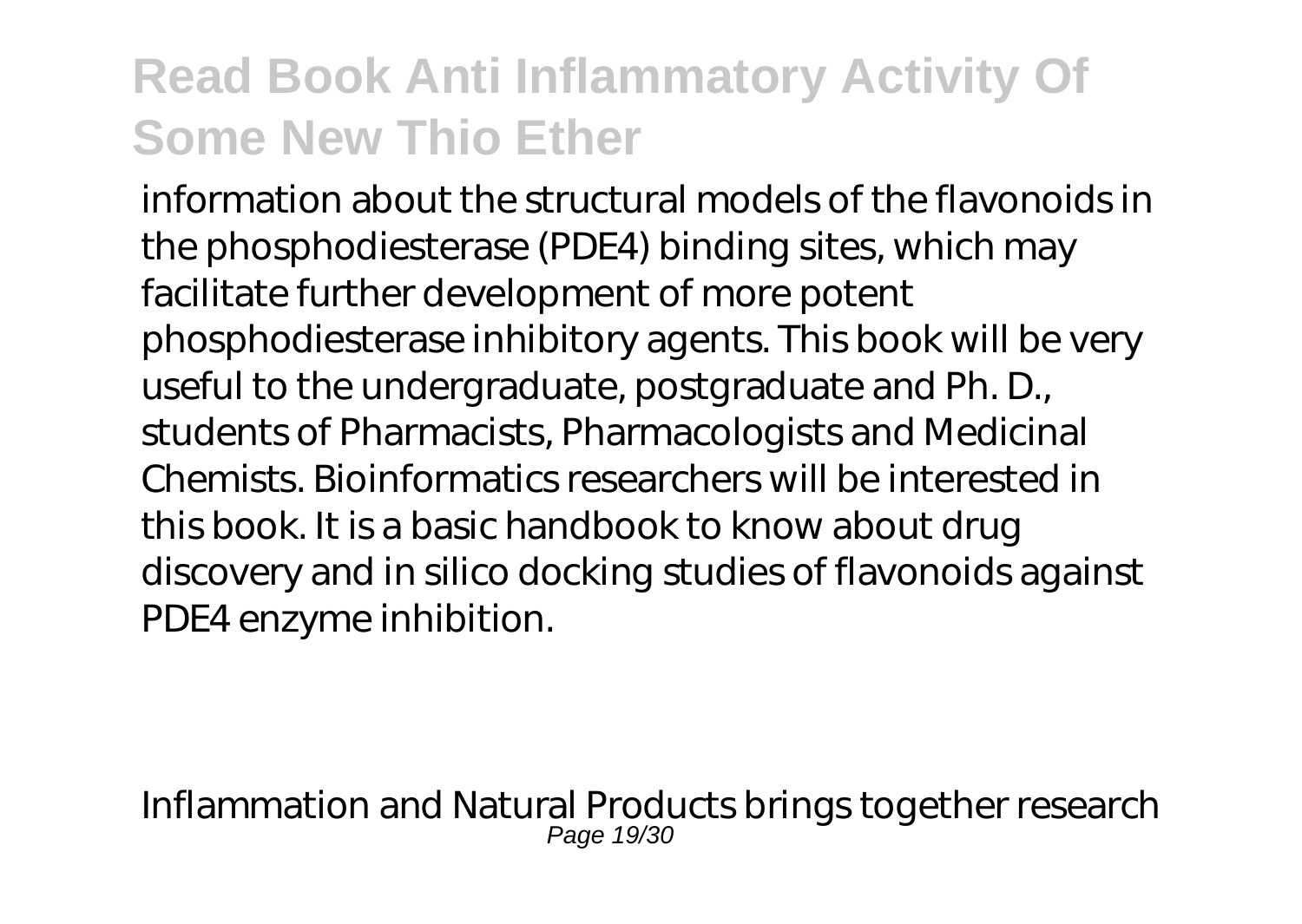information about the structural models of the flavonoids in the phosphodiesterase (PDE4) binding sites, which may facilitate further development of more potent phosphodiesterase inhibitory agents. This book will be very useful to the undergraduate, postgraduate and Ph. D., students of Pharmacists, Pharmacologists and Medicinal Chemists. Bioinformatics researchers will be interested in this book. It is a basic handbook to know about drug discovery and in silico docking studies of flavonoids against PDE4 enzyme inhibition.

Inflammation and Natural Products brings together research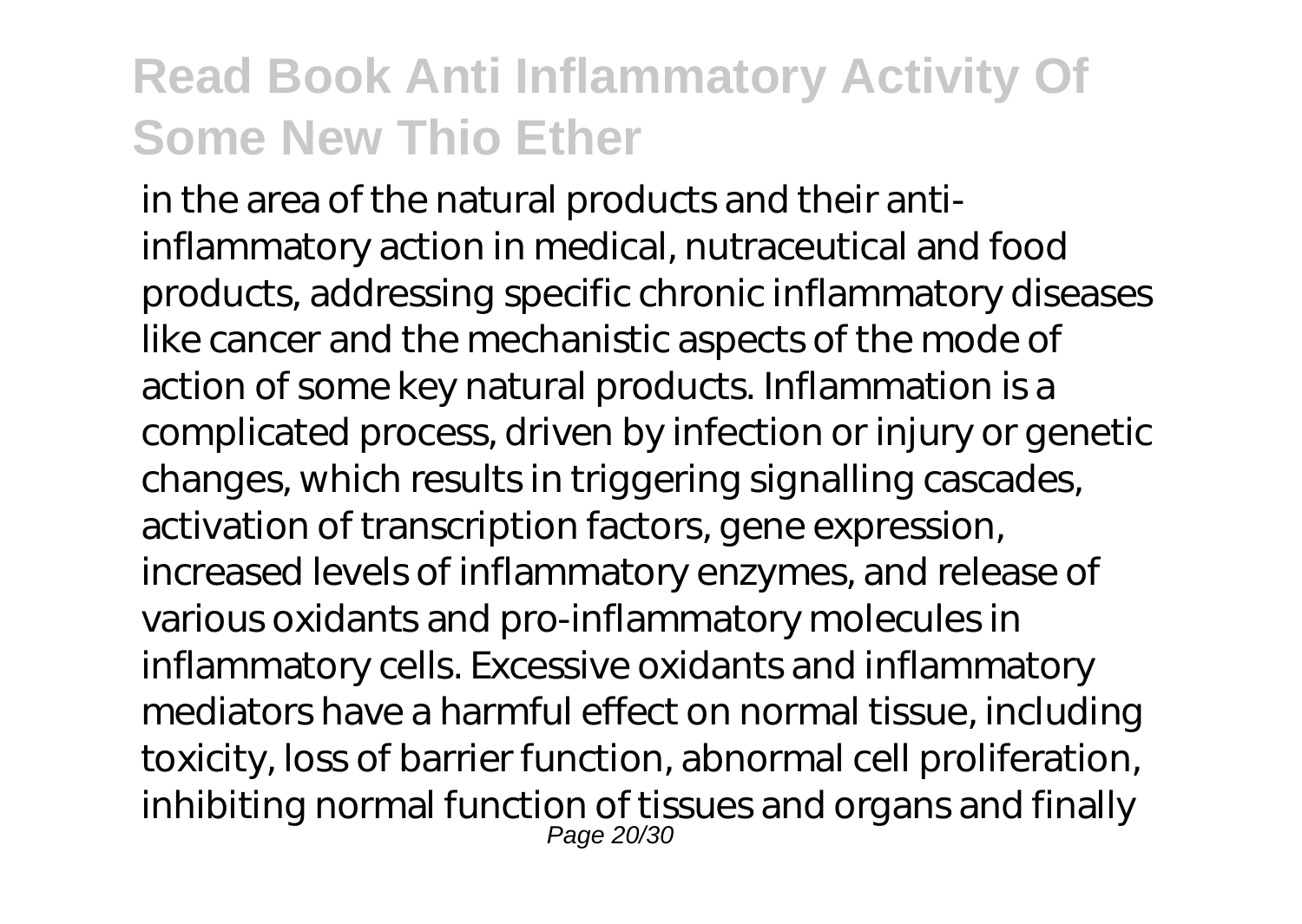in the area of the natural products and their anti-inflammatory action in medical, nutraceutical and food products, addressing specific chronic inflammatory diseases like cancer and the mechanistic aspects of the mode of action of some key natural products. Inflammation is a complicated process, driven by infection or injury or genetic changes, which results in triggering signalling cascades, activation of transcription factors, gene expression, increased levels of inflammatory enzymes, and release of various oxidants and pro-inflammatory molecules in inflammatory cells. Excessive oxidants and inflammatory mediators have a harmful effect on normal tissue, including toxicity, loss of barrier function, abnormal cell proliferation, inhibiting normal function of tissues and organs and finally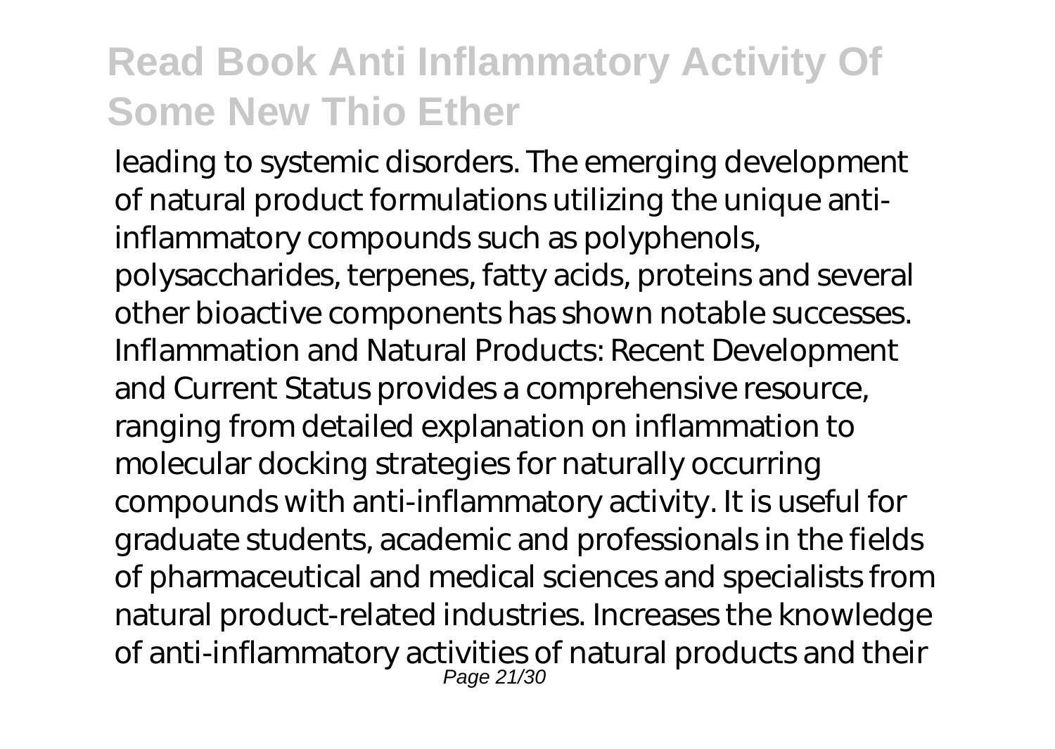leading to systemic disorders. The emerging development of natural product formulations utilizing the unique anti-inflammatory compounds such as polyphenols, polysaccharides, terpenes, fatty acids, proteins and several other bioactive components has shown notable successes. Inflammation and Natural Products: Recent Development and Current Status provides a comprehensive resource, ranging from detailed explanation on inflammation to molecular docking strategies for naturally occurring compounds with anti-inflammatory activity. It is useful for graduate students, academic and professionals in the fields of pharmaceutical and medical sciences and specialists from natural product-related industries. Increases the knowledge of anti-inflammatory activities of natural products and their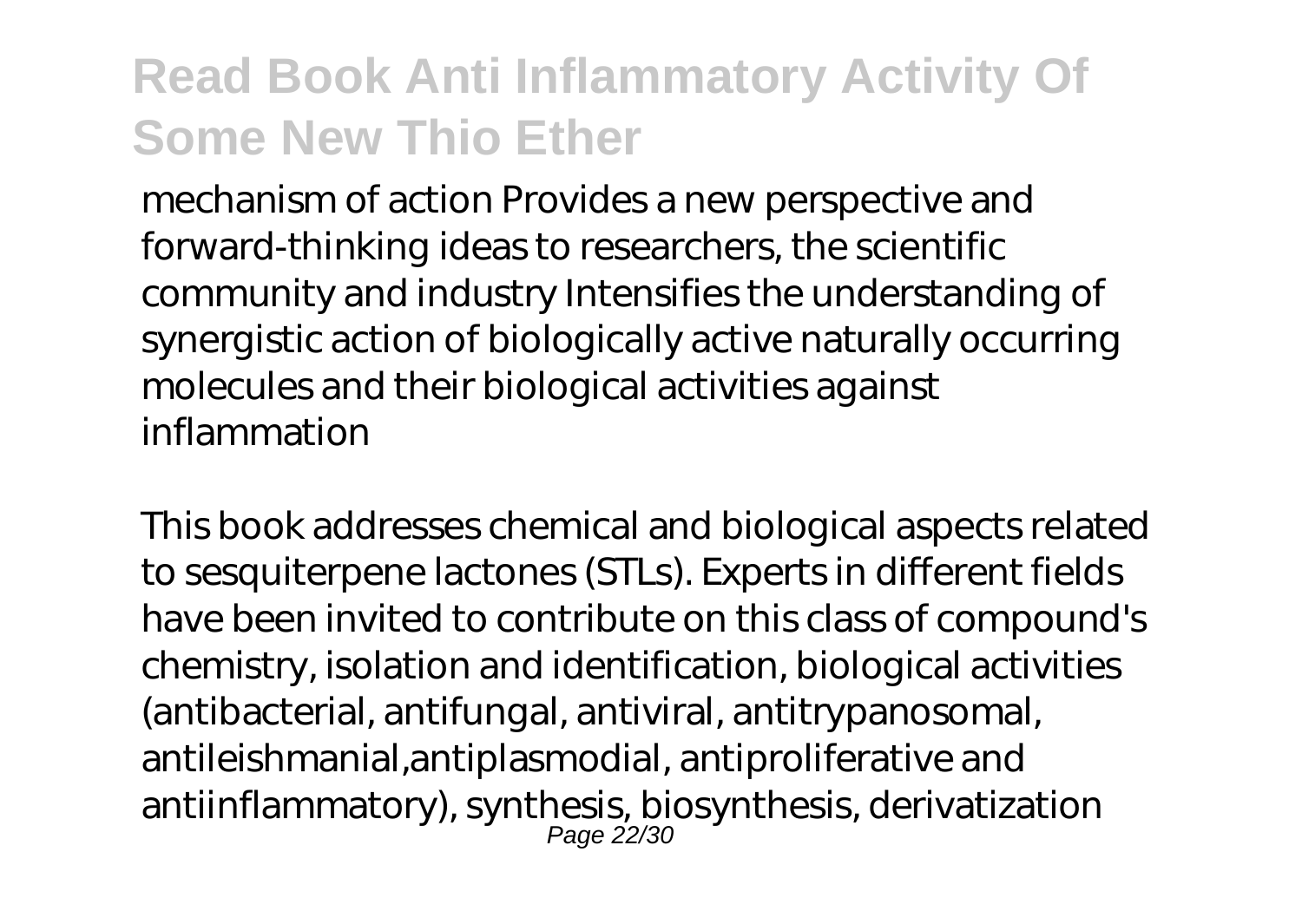mechanism of action Provides a new perspective and forward-thinking ideas to researchers, the scientific community and industry Intensifies the understanding of synergistic action of biologically active naturally occurring molecules and their biological activities against inflammation

This book addresses chemical and biological aspects related to sesquiterpene lactones (STLs). Experts in different fields have been invited to contribute on this class of compound's chemistry, isolation and identification, biological activities (antibacterial, antifungal, antiviral, antitrypanosomal, antileishmanial,antiplasmodial, antiproliferative and antiinflammatory), synthesis, biosynthesis, derivatization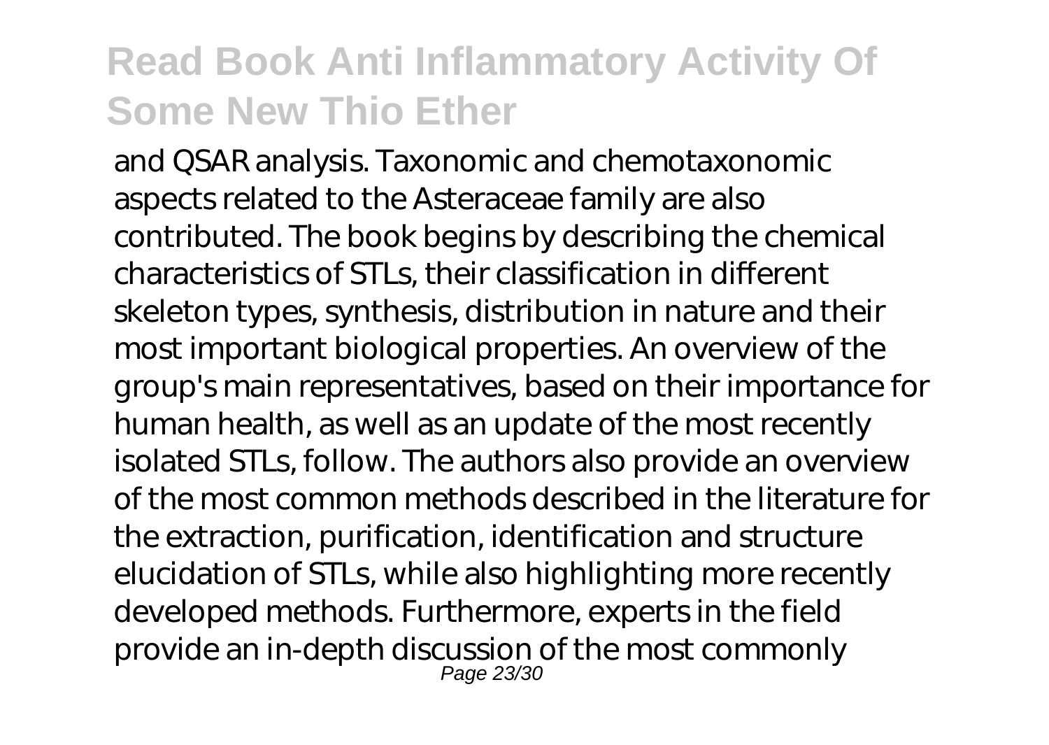and QSAR analysis. Taxonomic and chemotaxonomic aspects related to the Asteraceae family are also contributed. The book begins by describing the chemical characteristics of STLs, their classification in different skeleton types, synthesis, distribution in nature and their most important biological properties. An overview of the group's main representatives, based on their importance for human health, as well as an update of the most recently isolated STLs, follow. The authors also provide an overview of the most common methods described in the literature for the extraction, purification, identification and structure elucidation of STLs, while also highlighting more recently developed methods. Furthermore, experts in the field provide an in-depth discussion of the most commonly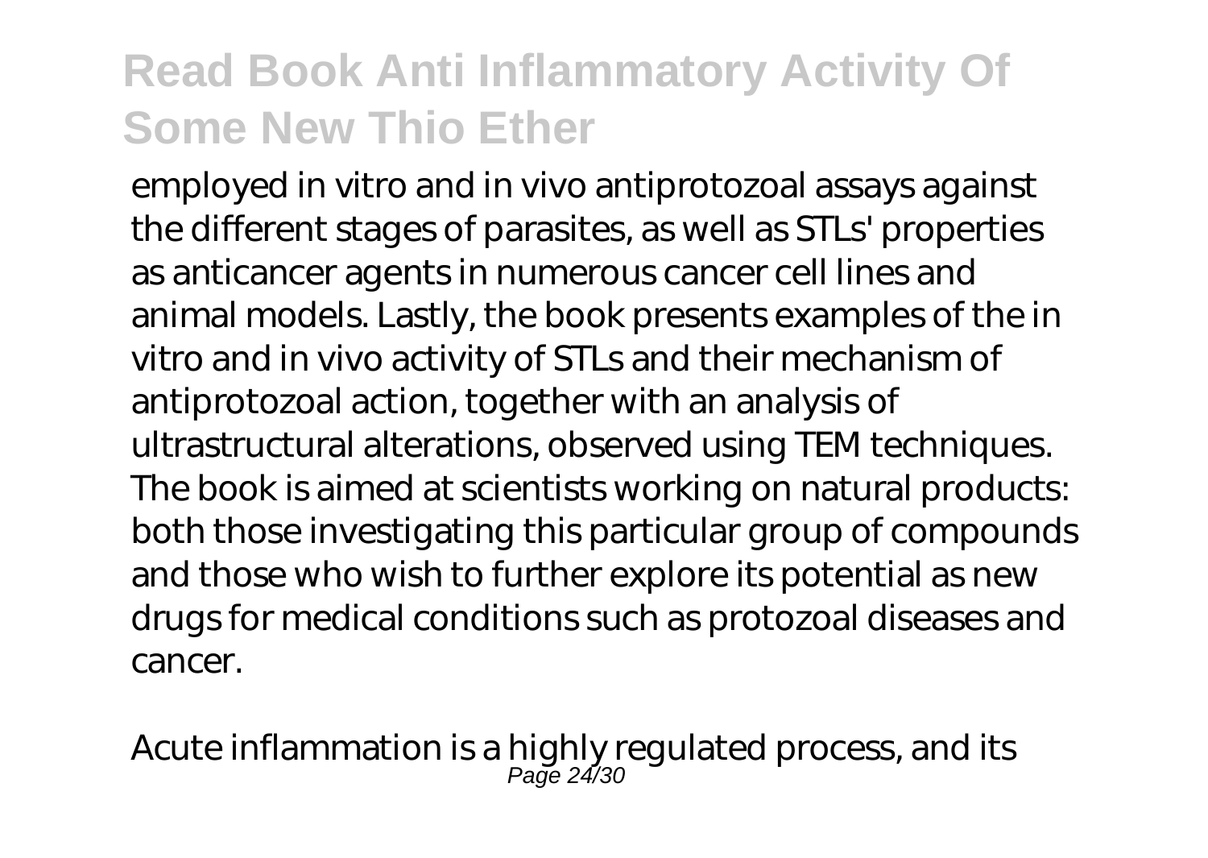employed in vitro and in vivo antiprotozoal assays against the different stages of parasites, as well as STLs' properties as anticancer agents in numerous cancer cell lines and animal models. Lastly, the book presents examples of the in vitro and in vivo activity of STLs and their mechanism of antiprotozoal action, together with an analysis of ultrastructural alterations, observed using TEM techniques. The book is aimed at scientists working on natural products: both those investigating this particular group of compounds and those who wish to further explore its potential as new drugs for medical conditions such as protozoal diseases and cancer.

Acute inflammation is a highly regulated process, and its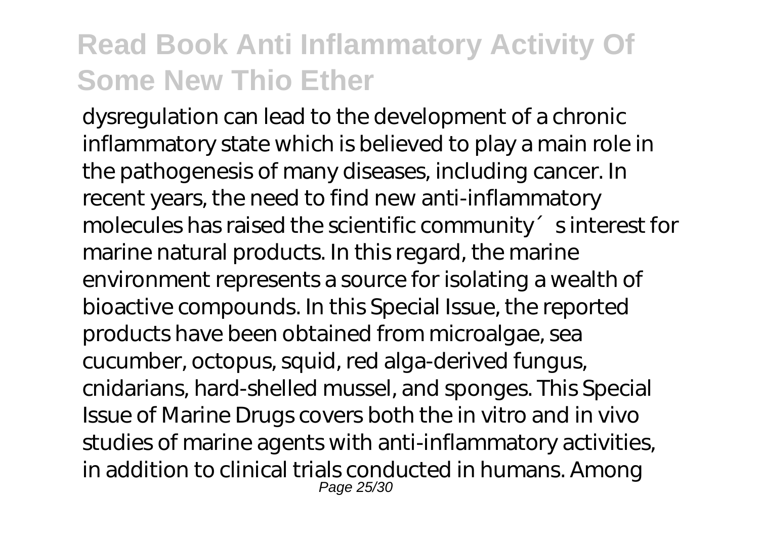dysregulation can lead to the development of a chronic inflammatory state which is believed to play a main role in the pathogenesis of many diseases, including cancer. In recent years, the need to find new anti-inflammatory molecules has raised the scientific community´s interest for marine natural products. In this regard, the marine environment represents a source for isolating a wealth of bioactive compounds. In this Special Issue, the reported products have been obtained from microalgae, sea cucumber, octopus, squid, red alga-derived fungus, cnidarians, hard-shelled mussel, and sponges. This Special Issue of Marine Drugs covers both the in vitro and in vivo studies of marine agents with anti-inflammatory activities, in addition to clinical trials conducted in humans. Among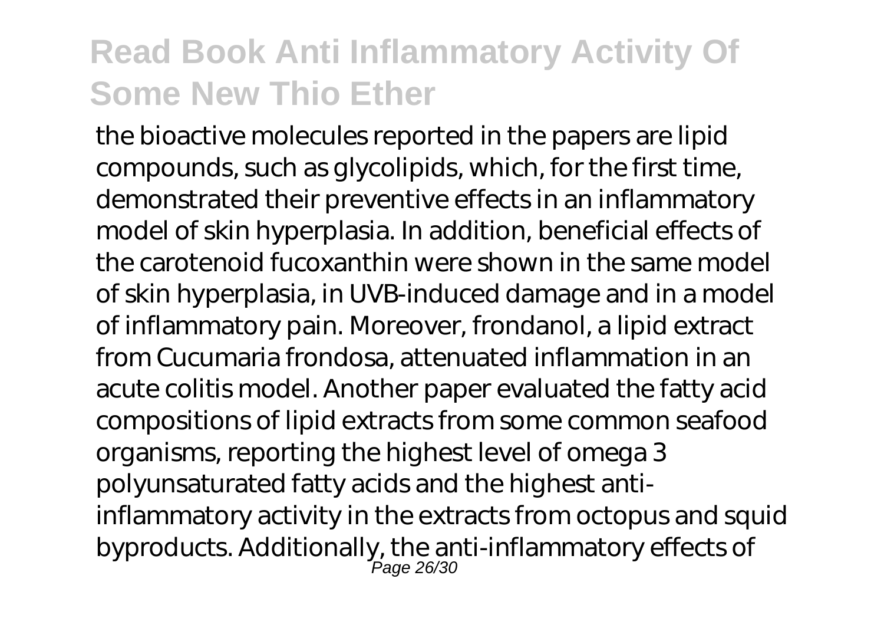the bioactive molecules reported in the papers are lipid compounds, such as glycolipids, which, for the first time, demonstrated their preventive effects in an inflammatory model of skin hyperplasia. In addition, beneficial effects of the carotenoid fucoxanthin were shown in the same model of skin hyperplasia, in UVB-induced damage and in a model of inflammatory pain. Moreover, frondanol, a lipid extract from Cucumaria frondosa, attenuated inflammation in an acute colitis model. Another paper evaluated the fatty acid compositions of lipid extracts from some common seafood organisms, reporting the highest level of omega 3 polyunsaturated fatty acids and the highest anti-inflammatory activity in the extracts from octopus and squid byproducts. Additionally, the anti-inflammatory effects of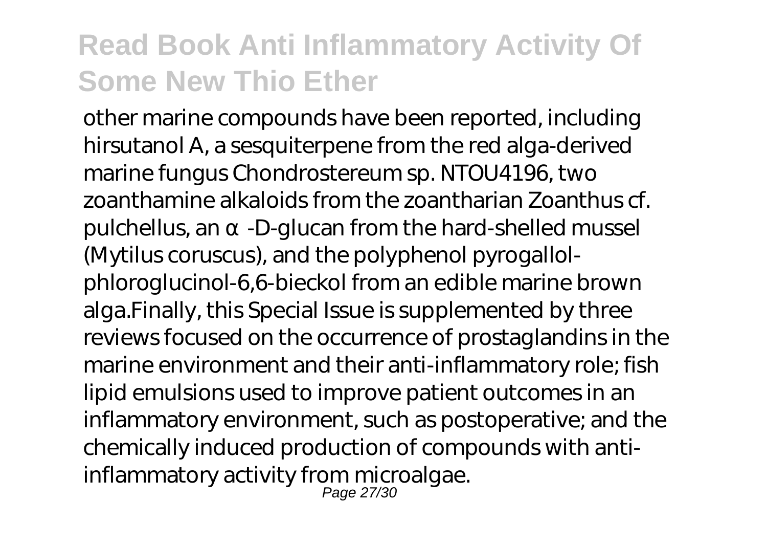other marine compounds have been reported, including hirsutanol A, a sesquiterpene from the red alga-derived marine fungus Chondrostereum sp. NTOU4196, two zoanthamine alkaloids from the zoantharian Zoanthus cf. pulchellus, an α-D-glucan from the hard-shelled mussel (Mytilus coruscus), and the polyphenol pyrogallol-phloroglucinol-6,6-bieckol from an edible marine brown alga.Finally, this Special Issue is supplemented by three reviews focused on the occurrence of prostaglandins in the marine environment and their anti-inflammatory role; fish lipid emulsions used to improve patient outcomes in an inflammatory environment, such as postoperative; and the chemically induced production of compounds with anti-inflammatory activity from microalgae.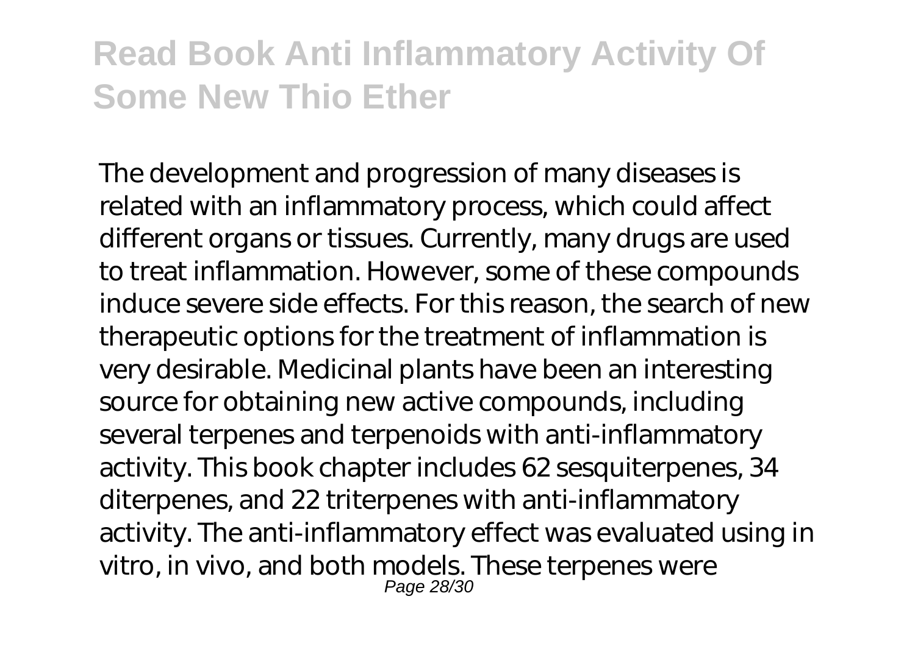The development and progression of many diseases is related with an inflammatory process, which could affect different organs or tissues. Currently, many drugs are used to treat inflammation. However, some of these compounds induce severe side effects. For this reason, the search of new therapeutic options for the treatment of inflammation is very desirable. Medicinal plants have been an interesting source for obtaining new active compounds, including several terpenes and terpenoids with anti-inflammatory activity. This book chapter includes 62 sesquiterpenes, 34 diterpenes, and 22 triterpenes with anti-inflammatory activity. The anti-inflammatory effect was evaluated using in vitro, in vivo, and both models. These terpenes were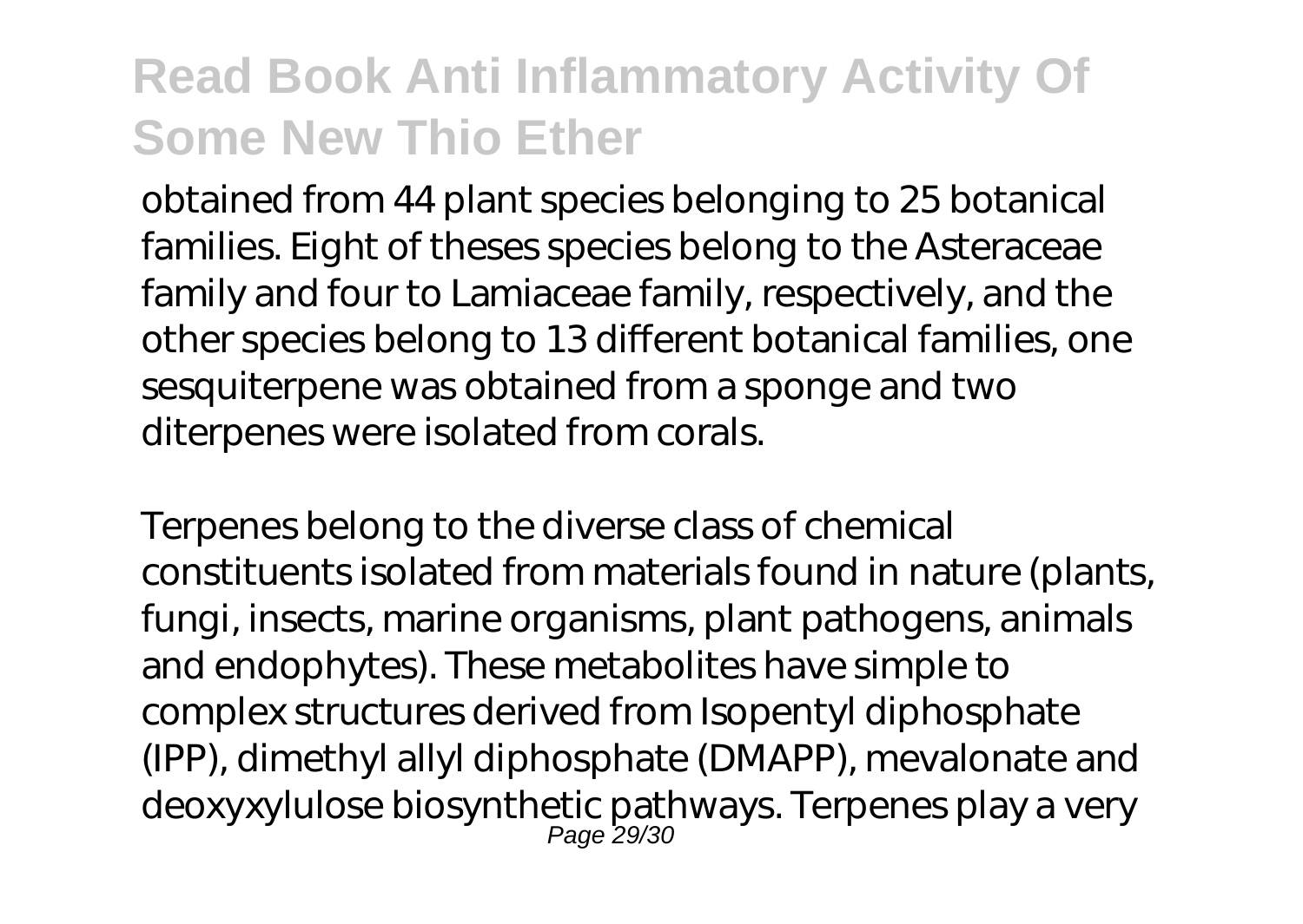obtained from 44 plant species belonging to 25 botanical families. Eight of theses species belong to the Asteraceae family and four to Lamiaceae family, respectively, and the other species belong to 13 different botanical families, one sesquiterpene was obtained from a sponge and two diterpenes were isolated from corals.

Terpenes belong to the diverse class of chemical constituents isolated from materials found in nature (plants, fungi, insects, marine organisms, plant pathogens, animals and endophytes). These metabolites have simple to complex structures derived from Isopentyl diphosphate (IPP), dimethyl allyl diphosphate (DMAPP), mevalonate and deoxyxylulose biosynthetic pathways. Terpenes play a very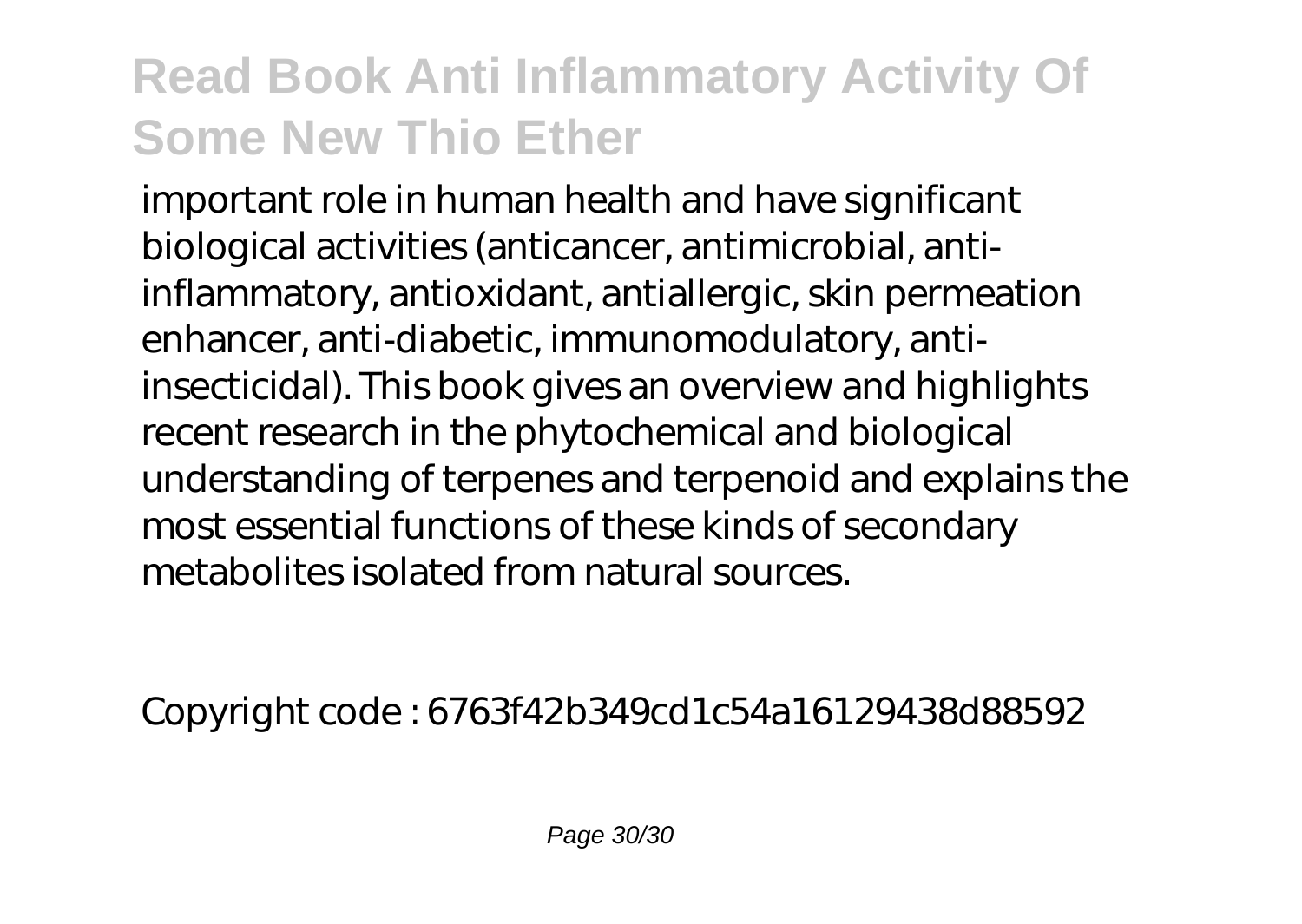important role in human health and have significant biological activities (anticancer, antimicrobial, anti-inflammatory, antioxidant, antiallergic, skin permeation enhancer, anti-diabetic, immunomodulatory, anti-insecticidal). This book gives an overview and highlights recent research in the phytochemical and biological understanding of terpenes and terpenoid and explains the most essential functions of these kinds of secondary metabolites isolated from natural sources.

Copyright code : 6763f42b349cd1c54a16129438d88592